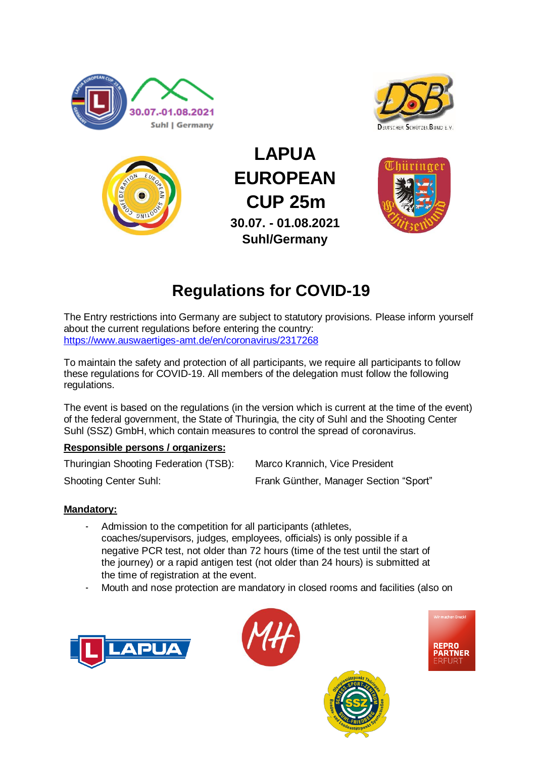# LAPUA EUROPEAN CUP 25m

**30.07. - 01.08.2021**
**Suhl/Germany**

## Regulations for COVID-19

The Entry restrictions into Germany are subject to statutory provisions. Please inform yourself about the current regulations before entering the country: https://www.auswaertiges-amt.de/en/coronavirus/2317268

To maintain the safety and protection of all participants, we require all participants to follow these regulations for COVID-19. All members of the delegation must follow the following regulations.

The event is based on the regulations (in the version which is current at the time of the event) of the federal government, the State of Thuringia, the city of Suhl and the Shooting Center Suhl (SSZ) GmbH, which contain measures to control the spread of coronavirus.

**Responsible persons / organizers:**

| | |
|---|---|
| Thuringian Shooting Federation (TSB): | Marco Krannich, Vice President |
| Shooting Center Suhl: | Frank Günther, Manager Section "Sport" |

**Mandatory:**

- Admission to the competition for all participants (athletes, coaches/supervisors, judges, employees, officials) is only possible if a negative PCR test, not older than 72 hours (time of the test until the start of the journey) or a rapid antigen test (not older than 24 hours) is submitted at the time of registration at the event.
- Mouth and nose protection are mandatory in closed rooms and facilities (also on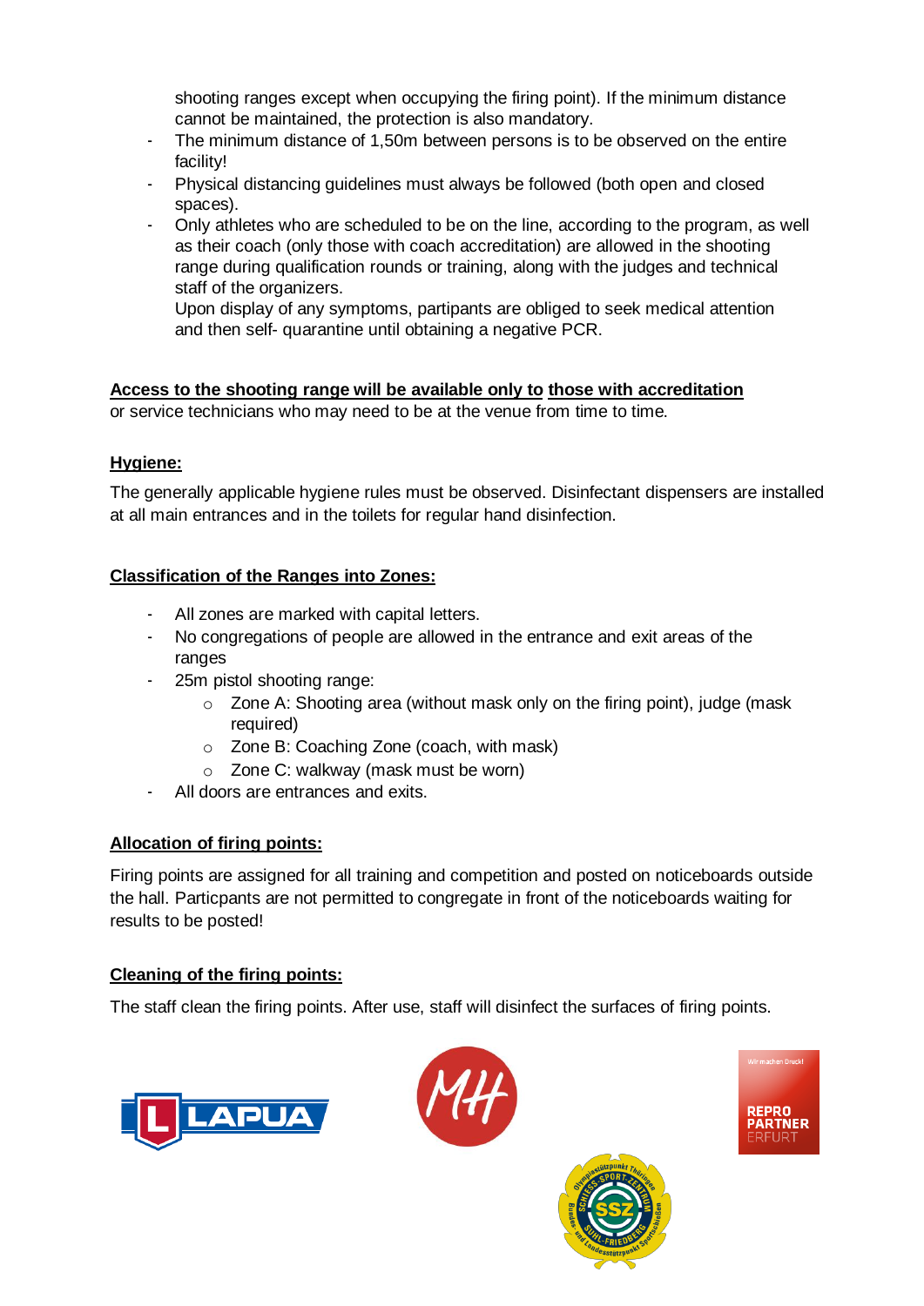shooting ranges except when occupying the firing point). If the minimum distance cannot be maintained, the protection is also mandatory.

- The minimum distance of 1,50m between persons is to be observed on the entire facility!
- Physical distancing guidelines must always be followed (both open and closed spaces).
- Only athletes who are scheduled to be on the line, according to the program, as well as their coach (only those with coach accreditation) are allowed in the shooting range during qualification rounds or training, along with the judges and technical staff of the organizers.
  Upon display of any symptoms, partipants are obliged to seek medical attention and then self- quarantine until obtaining a negative PCR.

**Access to the shooting range will be available only to those with accreditation** or service technicians who may need to be at the venue from time to time.

## Hygiene:

The generally applicable hygiene rules must be observed. Disinfectant dispensers are installed at all main entrances and in the toilets for regular hand disinfection.

## Classification of the Ranges into Zones:

- All zones are marked with capital letters.
- No congregations of people are allowed in the entrance and exit areas of the ranges
- 25m pistol shooting range:
  - Zone A: Shooting area (without mask only on the firing point), judge (mask required)
  - Zone B: Coaching Zone (coach, with mask)
  - Zone C: walkway (mask must be worn)
- All doors are entrances and exits.

## Allocation of firing points:

Firing points are assigned for all training and competition and posted on noticeboards outside the hall. Particpants are not permitted to congregate in front of the noticeboards waiting for results to be posted!

## Cleaning of the firing points:

The staff clean the firing points. After use, staff will disinfect the surfaces of firing points.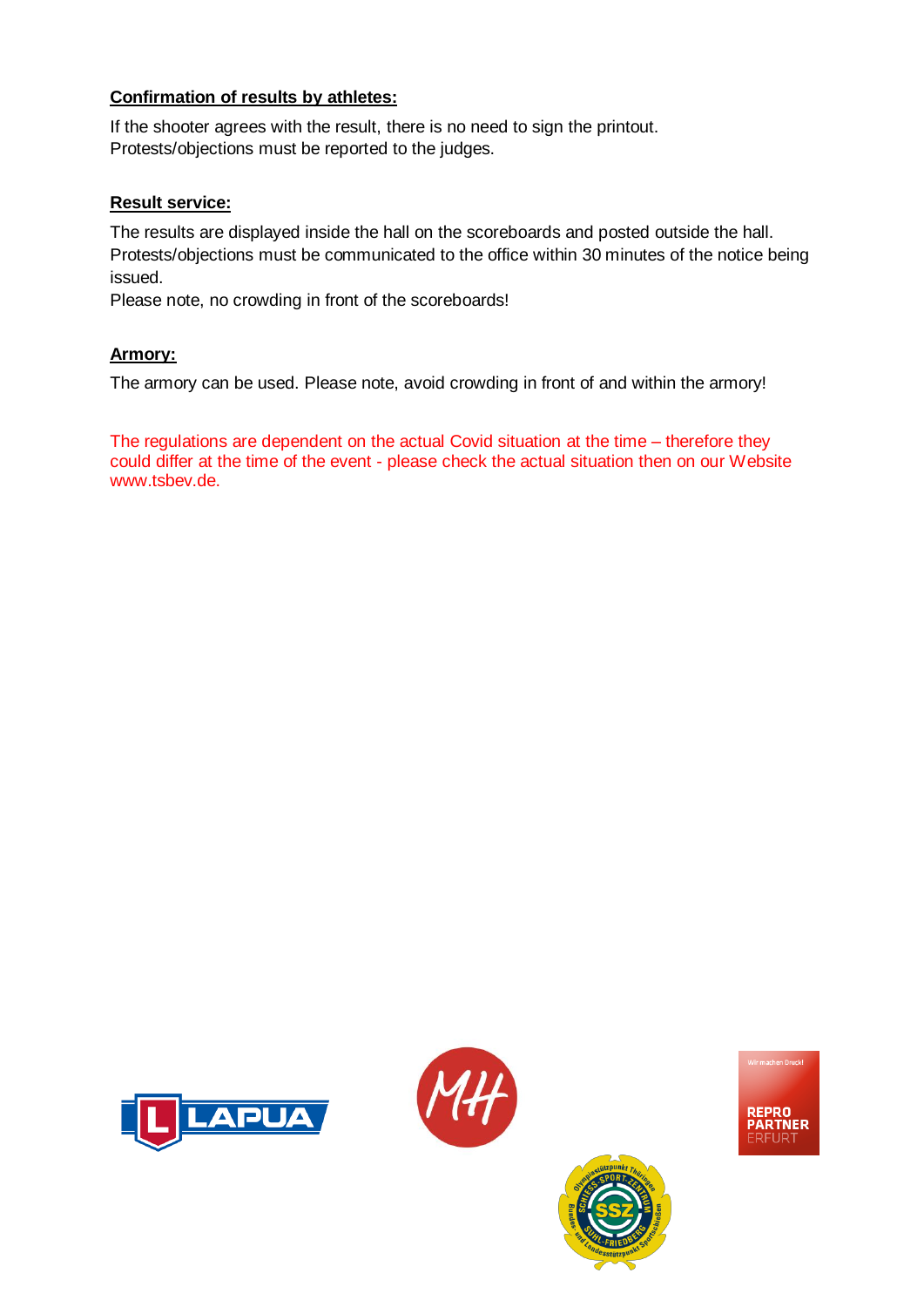**Confirmation of results by athletes:**

If the shooter agrees with the result, there is no need to sign the printout.
Protests/objections must be reported to the judges.

**Result service:**

The results are displayed inside the hall on the scoreboards and posted outside the hall.
Protests/objections must be communicated to the office within 30 minutes of the notice being issued.
Please note, no crowding in front of the scoreboards!

**Armory:**

The armory can be used. Please note, avoid crowding in front of and within the armory!

The regulations are dependent on the actual Covid situation at the time – therefore they could differ at the time of the event - please check the actual situation then on our Website www.tsbev.de.